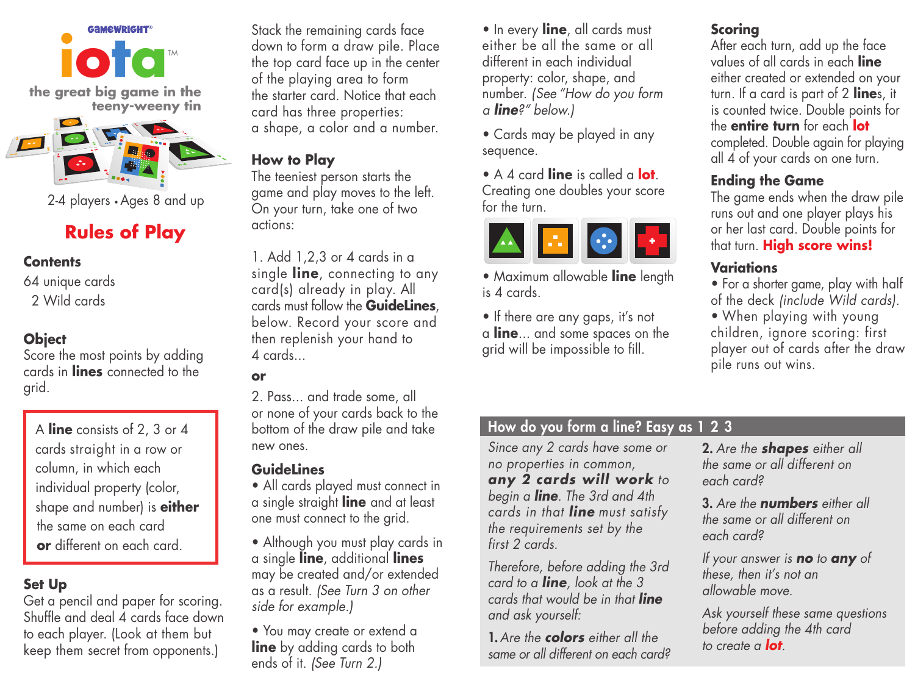GAMEWRIGHT®

# iota™

**the great big game in the teeny-weeny tin**

2-4 players • Ages 8 and up

## Rules of Play

### Contents

64 unique cards
2 Wild cards

### Object

Score the most points by adding cards in **lines** connected to the grid.

A **line** consists of 2, 3 or 4 cards straight in a row or column, in which each individual property (color, shape and number) is **either** the same on each card **or** different on each card.

### Set Up

Get a pencil and paper for scoring. Shuffle and deal 4 cards face down to each player. (Look at them but keep them secret from opponents.)

Stack the remaining cards face down to form a draw pile. Place the top card face up in the center of the playing area to form the starter card. Notice that each card has three properties: a shape, a color and a number.

### How to Play

The teeniest person starts the game and play moves to the left. On your turn, take one of two actions:

1. Add 1,2,3 or 4 cards in a single **line**, connecting to any card(s) already in play. All cards must follow the **GuideLines**, below. Record your score and then replenish your hand to 4 cards...

**or**

2. Pass... and trade some, all or none of your cards back to the bottom of the draw pile and take new ones.

### GuideLines

- All cards played must connect in a single straight **line** and at least one must connect to the grid.
- Although you must play cards in a single **line**, additional **lines** may be created and/or extended as a result. *(See Turn 3 on other side for example.)*
- You may create or extend a **line** by adding cards to both ends of it. *(See Turn 2.)*
- In every **line**, all cards must either be all the same or all different in each individual property: color, shape, and number. *(See "How do you form a **line**?" below.)*
- Cards may be played in any sequence.
- A 4 card **line** is called a **lot**. Creating one doubles your score for the turn.
- Maximum allowable **line** length is 4 cards.
- If there are any gaps, it's not a **line**... and some spaces on the grid will be impossible to fill.

### Scoring

After each turn, add up the face values of all cards in each **line** either created or extended on your turn. If a card is part of 2 **lines**, it is counted twice. Double points for the **entire turn** for each **lot** completed. Double again for playing all 4 of your cards on one turn.

### Ending the Game

The game ends when the draw pile runs out and one player plays his or her last card. Double points for that turn. **High score wins!**

### Variations

- For a shorter game, play with half of the deck *(include Wild cards)*.
- When playing with young children, ignore scoring: first player out of cards after the draw pile runs out wins.

### How do you form a line? Easy as 1 2 3

*Since any 2 cards have some or no properties in common,* ***any 2 cards will work*** *to begin a* ***line****. The 3rd and 4th cards in that* ***line*** *must satisfy the requirements set by the first 2 cards.*

*Therefore, before adding the 3rd card to a* ***line****, look at the 3 cards that would be in that* ***line*** *and ask yourself:*

**1.** *Are the* ***colors*** *either all the same or all different on each card?*

**2.** *Are the* ***shapes*** *either all the same or all different on each card?*

**3.** *Are the* ***numbers*** *either all the same or all different on each card?*

*If your answer is* ***no*** *to* ***any*** *of these, then it's not an allowable move.*

*Ask yourself these same questions before adding the 4th card to create a* ***lot****.*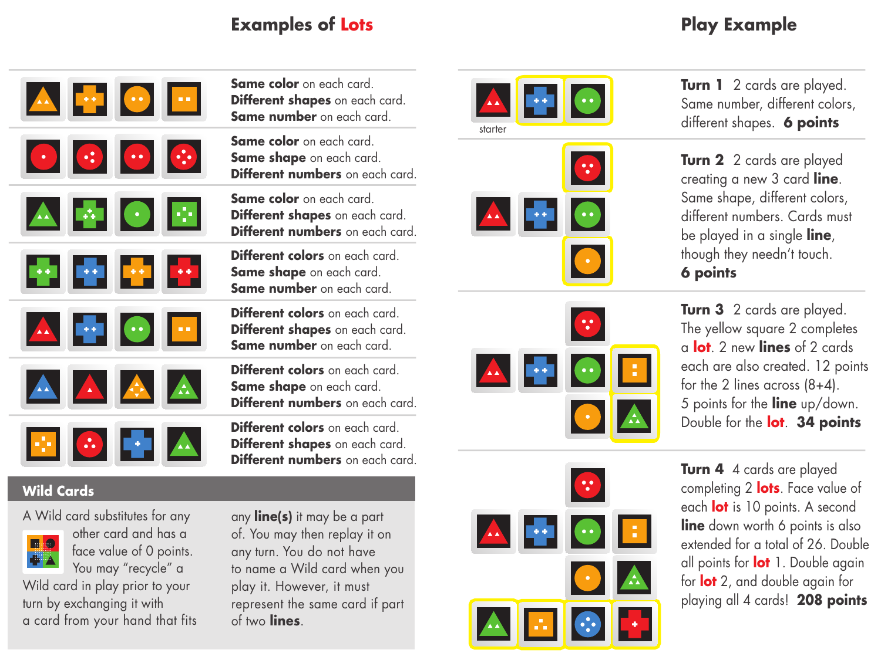## Examples of Lots

**Same color** on each card.
**Different shapes** on each card.
**Same number** on each card.

**Same color** on each card.
**Same shape** on each card.
**Different numbers** on each card.

**Same color** on each card.
**Different shapes** on each card.
**Different numbers** on each card.

**Different colors** on each card.
**Same shape** on each card.
**Same number** on each card.

**Different colors** on each card.
**Different shapes** on each card.
**Same number** on each card.

**Different colors** on each card.
**Same shape** on each card.
**Different numbers** on each card.

**Different colors** on each card.
**Different shapes** on each card.
**Different numbers** on each card.

### Wild Cards

A Wild card substitutes for any other card and has a face value of 0 points. You may "recycle" a Wild card in play prior to your turn by exchanging it with a card from your hand that fits any **line(s)** it may be a part of. You may then replay it on any turn. You do not have to name a Wild card when you play it. However, it must represent the same card if part of two **lines**.

## Play Example

starter

**Turn 1** 2 cards are played. Same number, different colors, different shapes. **6 points**

**Turn 2** 2 cards are played creating a new 3 card **line**. Same shape, different colors, different numbers. Cards must be played in a single **line**, though they needn't touch. **6 points**

**Turn 3** 2 cards are played. The yellow square 2 completes a **lot**. 2 new **lines** of 2 cards each are also created. 12 points for the 2 lines across (8+4). 5 points for the **line** up/down. Double for the **lot**. **34 points**

**Turn 4** 4 cards are played completing 2 **lots**. Face value of each **lot** is 10 points. A second **line** down worth 6 points is also extended for a total of 26. Double all points for **lot** 1. Double again for **lot** 2, and double again for playing all 4 cards! **208 points**